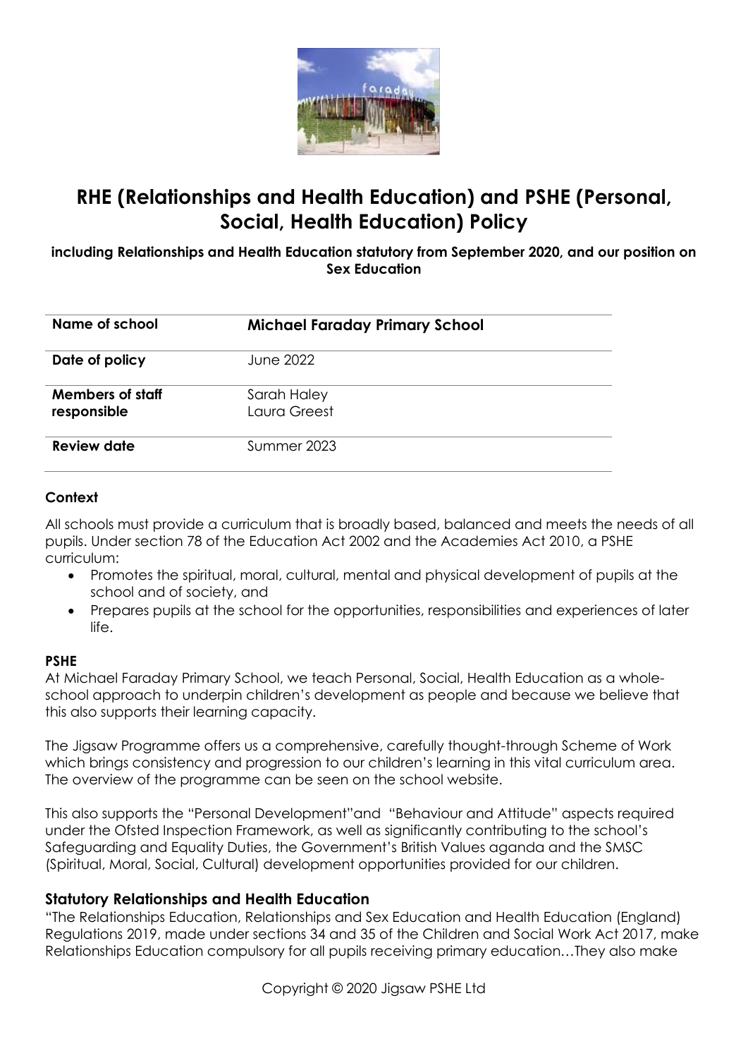# RHE (Relationships and Health Education) and PSHE (Personal, Social, Health Education) Policy

**including Relationships and Health Education statutory from September 2020, and our position on Sex Education**

| Name of school | **Michael Faraday Primary School** |
|---|---|
| **Date of policy** | June 2022 |
| **Members of staff responsible** | Sarah Haley<br>Laura Greest |
| **Review date** | Summer 2023 |

### Context

All schools must provide a curriculum that is broadly based, balanced and meets the needs of all pupils. Under section 78 of the Education Act 2002 and the Academies Act 2010, a PSHE curriculum:

- Promotes the spiritual, moral, cultural, mental and physical development of pupils at the school and of society, and
- Prepares pupils at the school for the opportunities, responsibilities and experiences of later life.

### PSHE

At Michael Faraday Primary School, we teach Personal, Social, Health Education as a whole-school approach to underpin children's development as people and because we believe that this also supports their learning capacity.

The Jigsaw Programme offers us a comprehensive, carefully thought-through Scheme of Work which brings consistency and progression to our children's learning in this vital curriculum area. The overview of the programme can be seen on the school website.

This also supports the "Personal Development"and "Behaviour and Attitude" aspects required under the Ofsted Inspection Framework, as well as significantly contributing to the school's Safeguarding and Equality Duties, the Government's British Values aganda and the SMSC (Spiritual, Moral, Social, Cultural) development opportunities provided for our children.

### Statutory Relationships and Health Education

"The Relationships Education, Relationships and Sex Education and Health Education (England) Regulations 2019, made under sections 34 and 35 of the Children and Social Work Act 2017, make Relationships Education compulsory for all pupils receiving primary education…They also make

Copyright © 2020 Jigsaw PSHE Ltd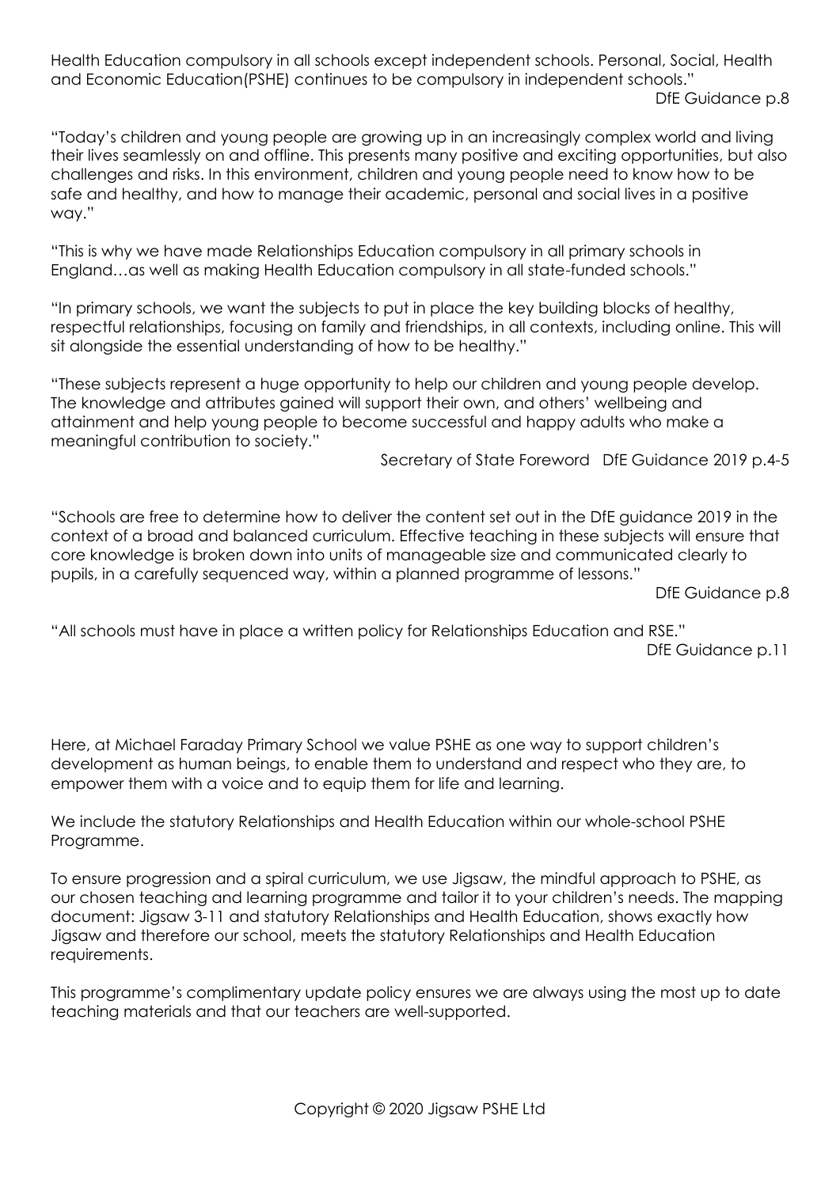Health Education compulsory in all schools except independent schools. Personal, Social, Health and Economic Education(PSHE) continues to be compulsory in independent schools."

DfE Guidance p.8

"Today's children and young people are growing up in an increasingly complex world and living their lives seamlessly on and offline. This presents many positive and exciting opportunities, but also challenges and risks. In this environment, children and young people need to know how to be safe and healthy, and how to manage their academic, personal and social lives in a positive way."

"This is why we have made Relationships Education compulsory in all primary schools in England…as well as making Health Education compulsory in all state-funded schools."

"In primary schools, we want the subjects to put in place the key building blocks of healthy, respectful relationships, focusing on family and friendships, in all contexts, including online. This will sit alongside the essential understanding of how to be healthy."

"These subjects represent a huge opportunity to help our children and young people develop. The knowledge and attributes gained will support their own, and others' wellbeing and attainment and help young people to become successful and happy adults who make a meaningful contribution to society."

Secretary of State Foreword DfE Guidance 2019 p.4-5

"Schools are free to determine how to deliver the content set out in the DfE guidance 2019 in the context of a broad and balanced curriculum. Effective teaching in these subjects will ensure that core knowledge is broken down into units of manageable size and communicated clearly to pupils, in a carefully sequenced way, within a planned programme of lessons."

DfE Guidance p.8

"All schools must have in place a written policy for Relationships Education and RSE."

DfE Guidance p.11

Here, at Michael Faraday Primary School we value PSHE as one way to support children's development as human beings, to enable them to understand and respect who they are, to empower them with a voice and to equip them for life and learning.

We include the statutory Relationships and Health Education within our whole-school PSHE Programme.

To ensure progression and a spiral curriculum, we use Jigsaw, the mindful approach to PSHE, as our chosen teaching and learning programme and tailor it to your children's needs. The mapping document: Jigsaw 3-11 and statutory Relationships and Health Education, shows exactly how Jigsaw and therefore our school, meets the statutory Relationships and Health Education requirements.

This programme's complimentary update policy ensures we are always using the most up to date teaching materials and that our teachers are well-supported.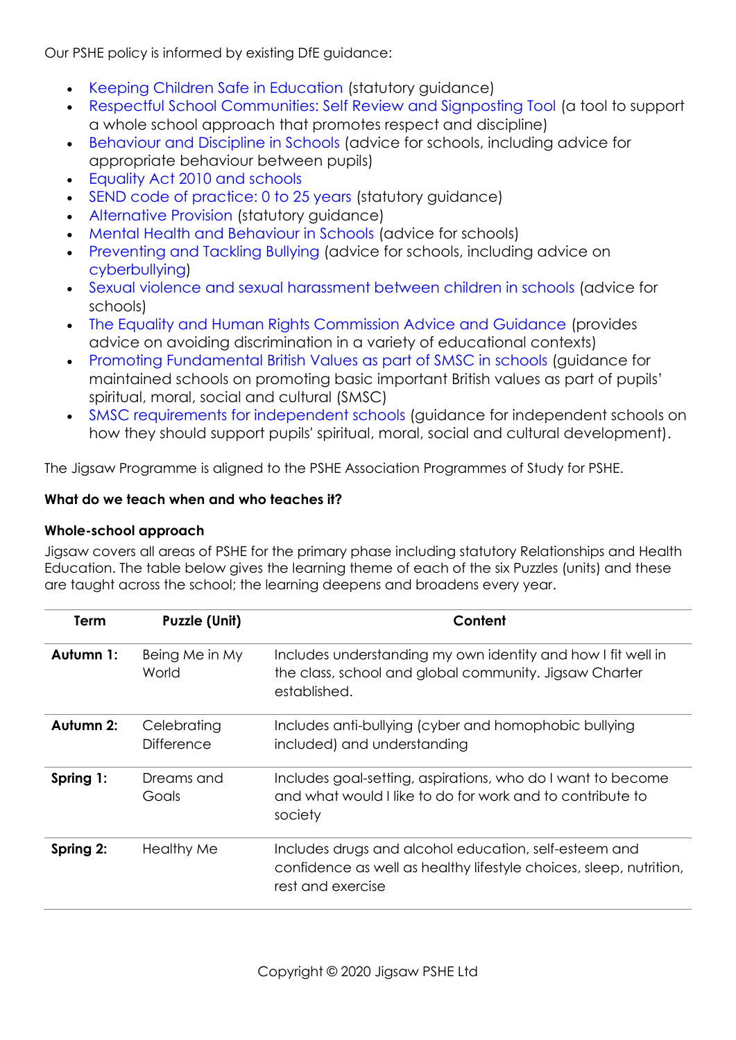Our PSHE policy is informed by existing DfE guidance:

- Keeping Children Safe in Education (statutory guidance)
- Respectful School Communities: Self Review and Signposting Tool (a tool to support a whole school approach that promotes respect and discipline)
- Behaviour and Discipline in Schools (advice for schools, including advice for appropriate behaviour between pupils)
- Equality Act 2010 and schools
- SEND code of practice: 0 to 25 years (statutory guidance)
- Alternative Provision (statutory guidance)
- Mental Health and Behaviour in Schools (advice for schools)
- Preventing and Tackling Bullying (advice for schools, including advice on cyberbullying)
- Sexual violence and sexual harassment between children in schools (advice for schools)
- The Equality and Human Rights Commission Advice and Guidance (provides advice on avoiding discrimination in a variety of educational contexts)
- Promoting Fundamental British Values as part of SMSC in schools (guidance for maintained schools on promoting basic important British values as part of pupils' spiritual, moral, social and cultural (SMSC)
- SMSC requirements for independent schools (guidance for independent schools on how they should support pupils' spiritual, moral, social and cultural development).

The Jigsaw Programme is aligned to the PSHE Association Programmes of Study for PSHE.

**What do we teach when and who teaches it?**

**Whole-school approach**

Jigsaw covers all areas of PSHE for the primary phase including statutory Relationships and Health Education. The table below gives the learning theme of each of the six Puzzles (units) and these are taught across the school; the learning deepens and broadens every year.

| Term | Puzzle (Unit) | Content |
|---|---|---|
| **Autumn 1:** | Being Me in My World | Includes understanding my own identity and how I fit well in the class, school and global community. Jigsaw Charter established. |
| **Autumn 2:** | Celebrating Difference | Includes anti-bullying (cyber and homophobic bullying included) and understanding |
| **Spring 1:** | Dreams and Goals | Includes goal-setting, aspirations, who do I want to become and what would I like to do for work and to contribute to society |
| **Spring 2:** | Healthy Me | Includes drugs and alcohol education, self-esteem and confidence as well as healthy lifestyle choices, sleep, nutrition, rest and exercise |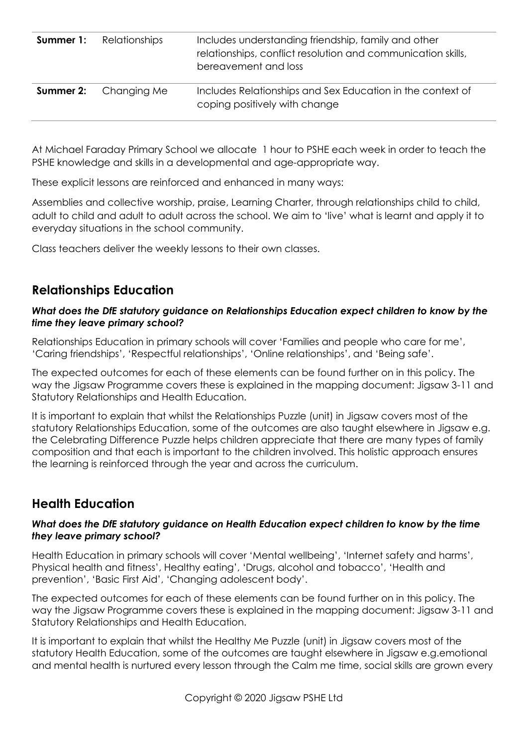| | | |
|---|---|---|
| **Summer 1:** | Relationships | Includes understanding friendship, family and other relationships, conflict resolution and communication skills, bereavement and loss |
| **Summer 2:** | Changing Me | Includes Relationships and Sex Education in the context of coping positively with change |

At Michael Faraday Primary School we allocate 1 hour to PSHE each week in order to teach the PSHE knowledge and skills in a developmental and age-appropriate way.

These explicit lessons are reinforced and enhanced in many ways:

Assemblies and collective worship, praise, Learning Charter, through relationships child to child, adult to child and adult to adult across the school. We aim to 'live' what is learnt and apply it to everyday situations in the school community.

Class teachers deliver the weekly lessons to their own classes.

## Relationships Education

***What does the DfE statutory guidance on Relationships Education expect children to know by the time they leave primary school?***

Relationships Education in primary schools will cover 'Families and people who care for me', 'Caring friendships', 'Respectful relationships', 'Online relationships', and 'Being safe'.

The expected outcomes for each of these elements can be found further on in this policy. The way the Jigsaw Programme covers these is explained in the mapping document: Jigsaw 3-11 and Statutory Relationships and Health Education.

It is important to explain that whilst the Relationships Puzzle (unit) in Jigsaw covers most of the statutory Relationships Education, some of the outcomes are also taught elsewhere in Jigsaw e.g. the Celebrating Difference Puzzle helps children appreciate that there are many types of family composition and that each is important to the children involved. This holistic approach ensures the learning is reinforced through the year and across the curriculum.

## Health Education

***What does the DfE statutory guidance on Health Education expect children to know by the time they leave primary school?***

Health Education in primary schools will cover 'Mental wellbeing', 'Internet safety and harms', Physical health and fitness', Healthy eating', 'Drugs, alcohol and tobacco', 'Health and prevention', 'Basic First Aid', 'Changing adolescent body'.

The expected outcomes for each of these elements can be found further on in this policy. The way the Jigsaw Programme covers these is explained in the mapping document: Jigsaw 3-11 and Statutory Relationships and Health Education.

It is important to explain that whilst the Healthy Me Puzzle (unit) in Jigsaw covers most of the statutory Health Education, some of the outcomes are taught elsewhere in Jigsaw e.g.emotional and mental health is nurtured every lesson through the Calm me time, social skills are grown every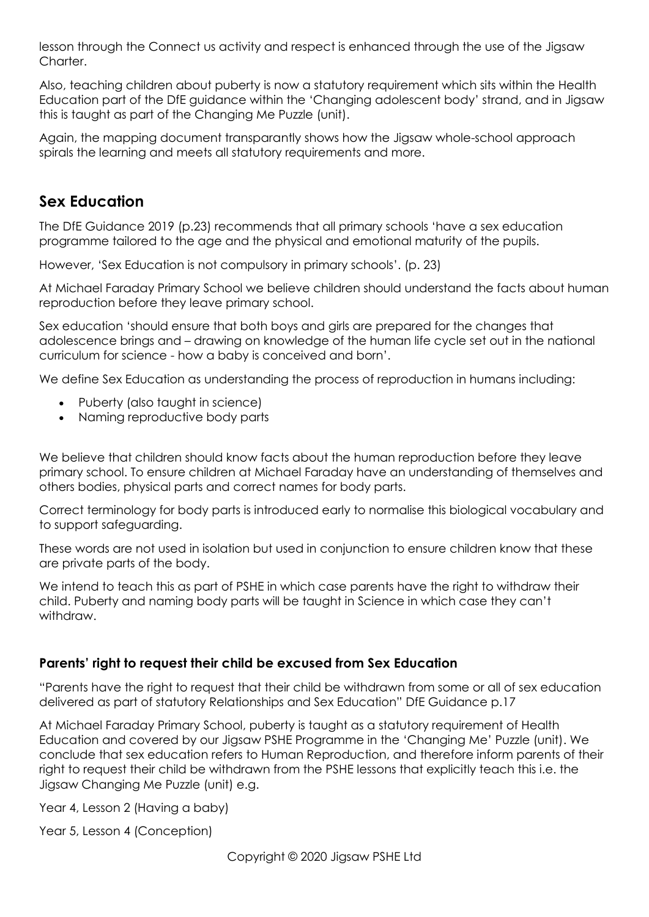lesson through the Connect us activity and respect is enhanced through the use of the Jigsaw Charter.

Also, teaching children about puberty is now a statutory requirement which sits within the Health Education part of the DfE guidance within the 'Changing adolescent body' strand, and in Jigsaw this is taught as part of the Changing Me Puzzle (unit).

Again, the mapping document transparantly shows how the Jigsaw whole-school approach spirals the learning and meets all statutory requirements and more.

## Sex Education

The DfE Guidance 2019 (p.23) recommends that all primary schools 'have a sex education programme tailored to the age and the physical and emotional maturity of the pupils.

However, 'Sex Education is not compulsory in primary schools'. (p. 23)

At Michael Faraday Primary School we believe children should understand the facts about human reproduction before they leave primary school.

Sex education 'should ensure that both boys and girls are prepared for the changes that adolescence brings and – drawing on knowledge of the human life cycle set out in the national curriculum for science - how a baby is conceived and born'.

We define Sex Education as understanding the process of reproduction in humans including:

- Puberty (also taught in science)
- Naming reproductive body parts

We believe that children should know facts about the human reproduction before they leave primary school. To ensure children at Michael Faraday have an understanding of themselves and others bodies, physical parts and correct names for body parts.

Correct terminology for body parts is introduced early to normalise this biological vocabulary and to support safeguarding.

These words are not used in isolation but used in conjunction to ensure children know that these are private parts of the body.

We intend to teach this as part of PSHE in which case parents have the right to withdraw their child. Puberty and naming body parts will be taught in Science in which case they can't withdraw.

### Parents' right to request their child be excused from Sex Education

"Parents have the right to request that their child be withdrawn from some or all of sex education delivered as part of statutory Relationships and Sex Education" DfE Guidance p.17

At Michael Faraday Primary School, puberty is taught as a statutory requirement of Health Education and covered by our Jigsaw PSHE Programme in the 'Changing Me' Puzzle (unit). We conclude that sex education refers to Human Reproduction, and therefore inform parents of their right to request their child be withdrawn from the PSHE lessons that explicitly teach this i.e. the Jigsaw Changing Me Puzzle (unit) e.g.

Year 4, Lesson 2 (Having a baby)

Year 5, Lesson 4 (Conception)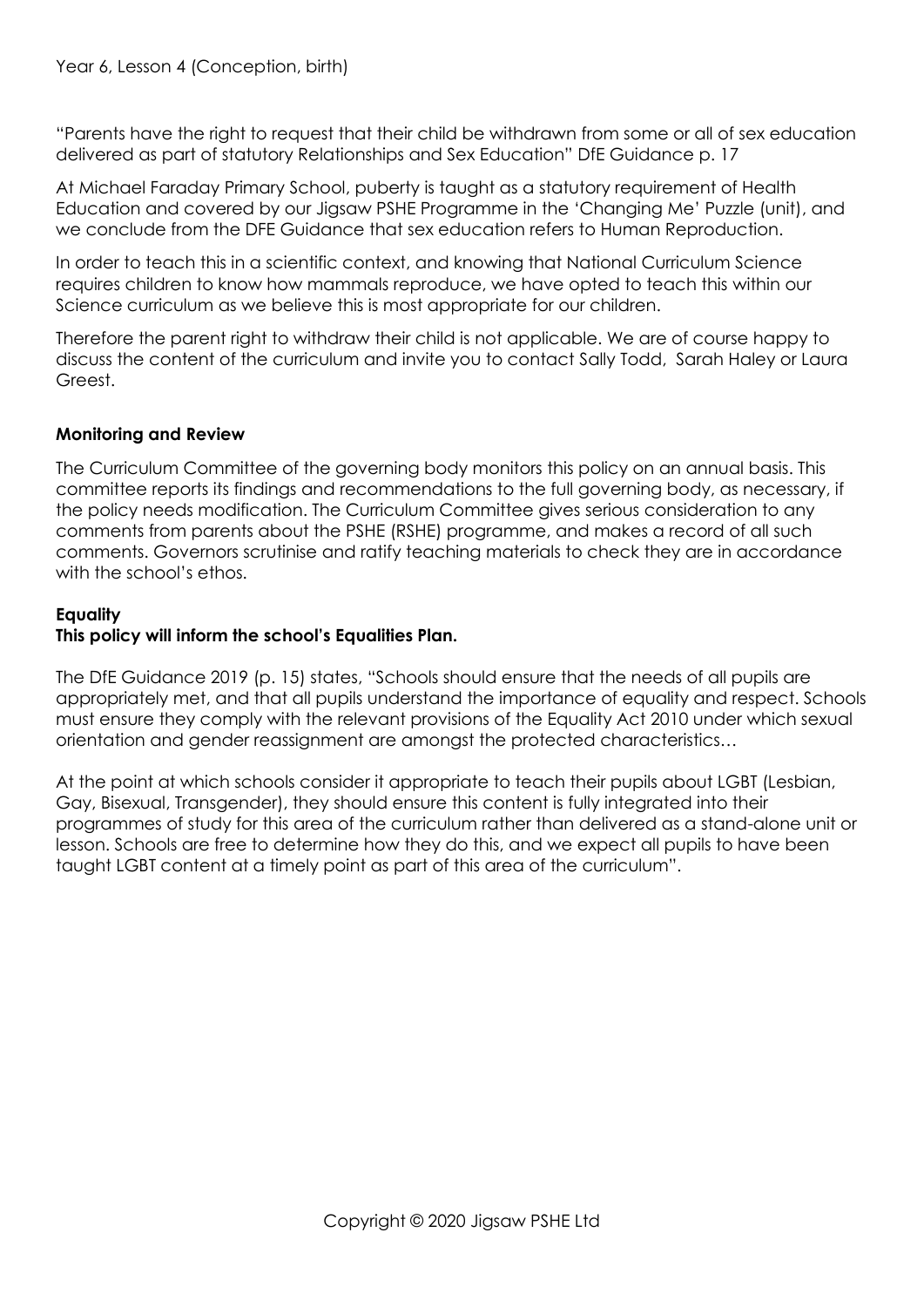Year 6, Lesson 4 (Conception, birth)

"Parents have the right to request that their child be withdrawn from some or all of sex education delivered as part of statutory Relationships and Sex Education" DfE Guidance p. 17

At Michael Faraday Primary School, puberty is taught as a statutory requirement of Health Education and covered by our Jigsaw PSHE Programme in the 'Changing Me' Puzzle (unit), and we conclude from the DFE Guidance that sex education refers to Human Reproduction.

In order to teach this in a scientific context, and knowing that National Curriculum Science requires children to know how mammals reproduce, we have opted to teach this within our Science curriculum as we believe this is most appropriate for our children.

Therefore the parent right to withdraw their child is not applicable. We are of course happy to discuss the content of the curriculum and invite you to contact Sally Todd, Sarah Haley or Laura Greest.

**Monitoring and Review**

The Curriculum Committee of the governing body monitors this policy on an annual basis. This committee reports its findings and recommendations to the full governing body, as necessary, if the policy needs modification. The Curriculum Committee gives serious consideration to any comments from parents about the PSHE (RSHE) programme, and makes a record of all such comments. Governors scrutinise and ratify teaching materials to check they are in accordance with the school's ethos.

**Equality**

**This policy will inform the school's Equalities Plan.**

The DfE Guidance 2019 (p. 15) states, "Schools should ensure that the needs of all pupils are appropriately met, and that all pupils understand the importance of equality and respect. Schools must ensure they comply with the relevant provisions of the Equality Act 2010 under which sexual orientation and gender reassignment are amongst the protected characteristics…

At the point at which schools consider it appropriate to teach their pupils about LGBT (Lesbian, Gay, Bisexual, Transgender), they should ensure this content is fully integrated into their programmes of study for this area of the curriculum rather than delivered as a stand-alone unit or lesson. Schools are free to determine how they do this, and we expect all pupils to have been taught LGBT content at a timely point as part of this area of the curriculum".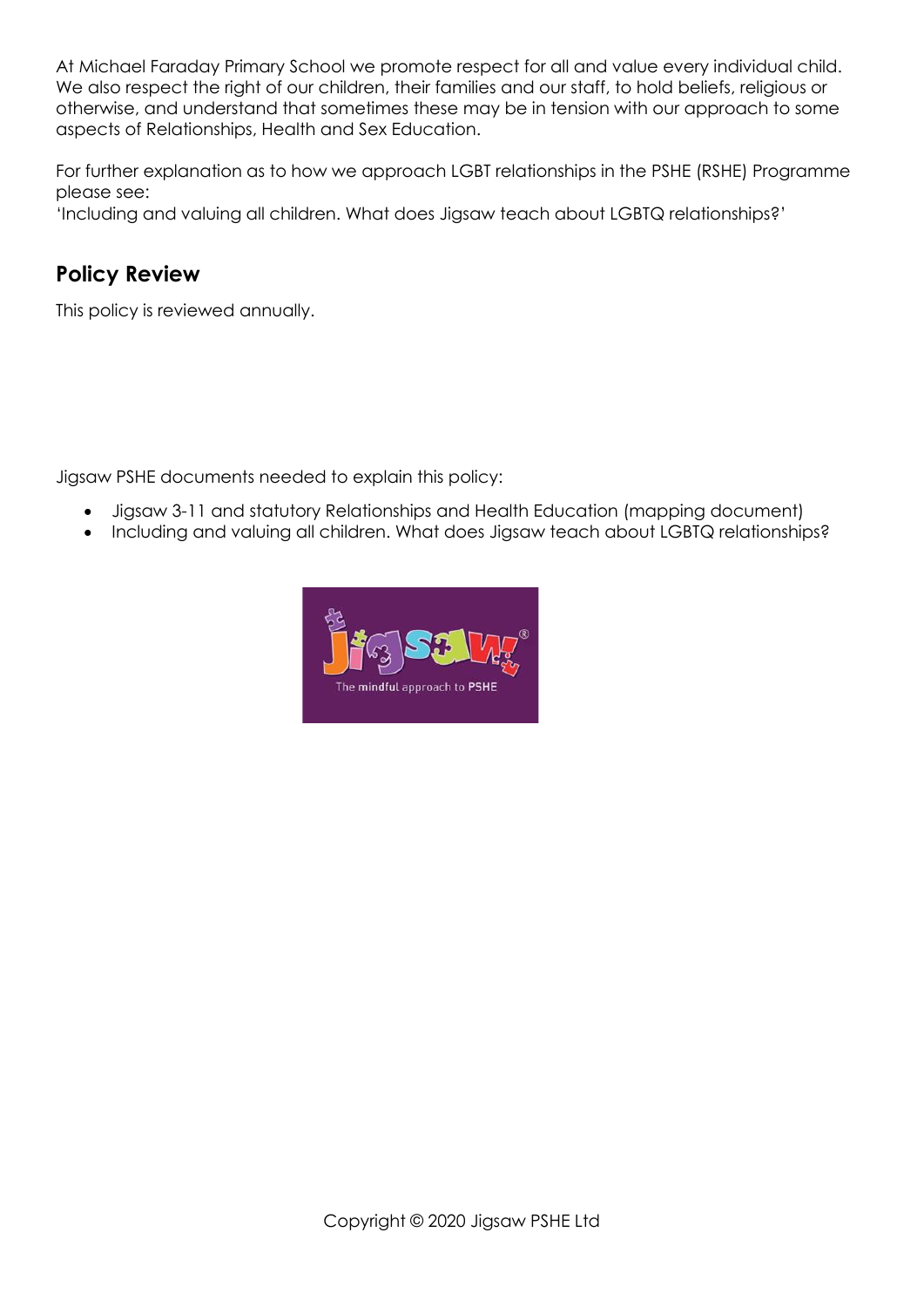At Michael Faraday Primary School we promote respect for all and value every individual child. We also respect the right of our children, their families and our staff, to hold beliefs, religious or otherwise, and understand that sometimes these may be in tension with our approach to some aspects of Relationships, Health and Sex Education.

For further explanation as to how we approach LGBT relationships in the PSHE (RSHE) Programme please see:
'Including and valuing all children. What does Jigsaw teach about LGBTQ relationships?'

## Policy Review

This policy is reviewed annually.

Jigsaw PSHE documents needed to explain this policy:

- Jigsaw 3-11 and statutory Relationships and Health Education (mapping document)
- Including and valuing all children. What does Jigsaw teach about LGBTQ relationships?

Copyright © 2020 Jigsaw PSHE Ltd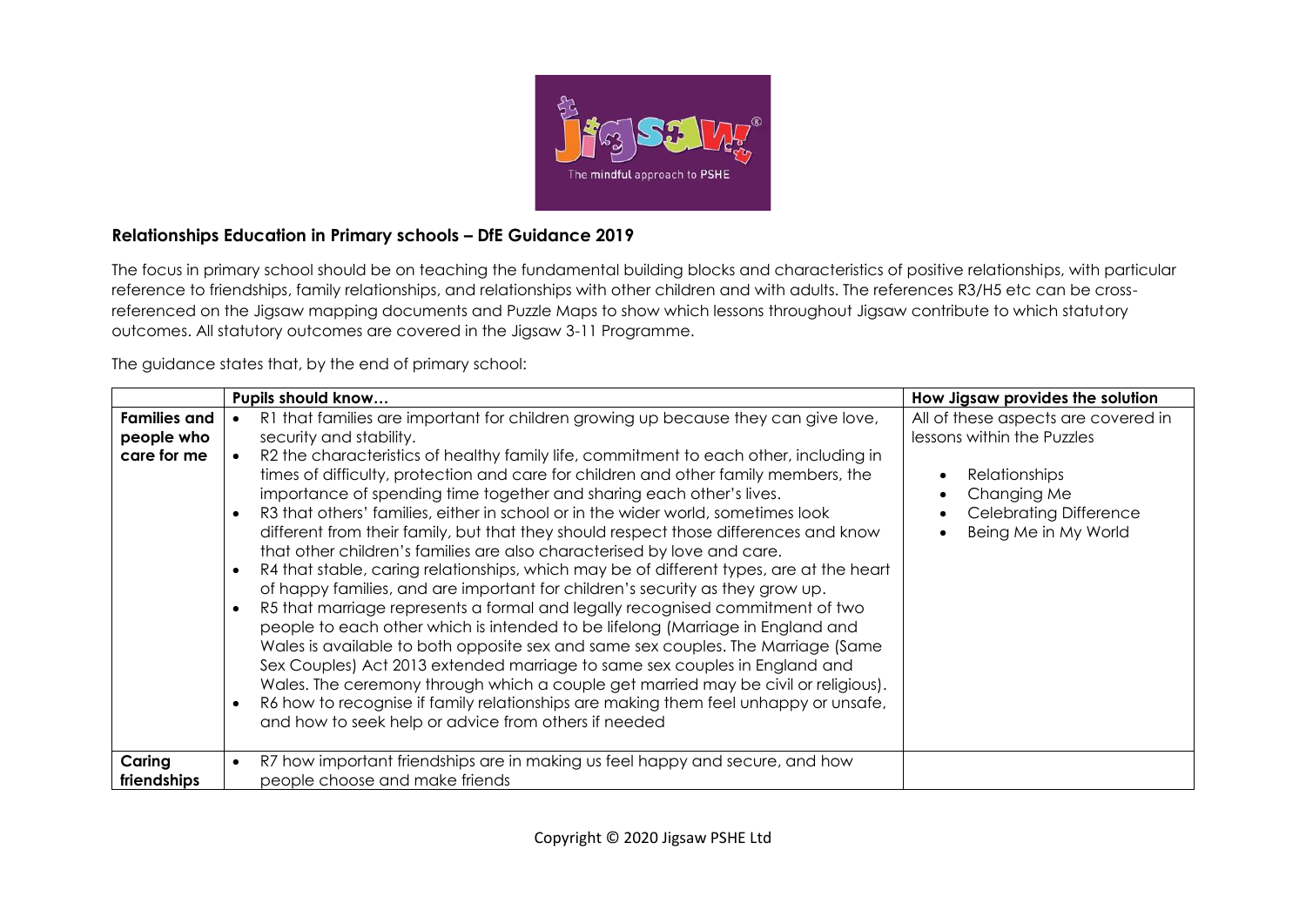## Relationships Education in Primary schools – DfE Guidance 2019

The focus in primary school should be on teaching the fundamental building blocks and characteristics of positive relationships, with particular reference to friendships, family relationships, and relationships with other children and with adults. The references R3/H5 etc can be cross-referenced on the Jigsaw mapping documents and Puzzle Maps to show which lessons throughout Jigsaw contribute to which statutory outcomes. All statutory outcomes are covered in the Jigsaw 3-11 Programme.

The guidance states that, by the end of primary school:

| | Pupils should know… | How Jigsaw provides the solution |
|---|---|---|
| **Families and people who care for me** | • R1 that families are important for children growing up because they can give love, security and stability.<br>• R2 the characteristics of healthy family life, commitment to each other, including in times of difficulty, protection and care for children and other family members, the importance of spending time together and sharing each other's lives.<br>• R3 that others' families, either in school or in the wider world, sometimes look different from their family, but that they should respect those differences and know that other children's families are also characterised by love and care.<br>• R4 that stable, caring relationships, which may be of different types, are at the heart of happy families, and are important for children's security as they grow up.<br>• R5 that marriage represents a formal and legally recognised commitment of two people to each other which is intended to be lifelong (Marriage in England and Wales is available to both opposite sex and same sex couples. The Marriage (Same Sex Couples) Act 2013 extended marriage to same sex couples in England and Wales. The ceremony through which a couple get married may be civil or religious).<br>• R6 how to recognise if family relationships are making them feel unhappy or unsafe, and how to seek help or advice from others if needed | All of these aspects are covered in lessons within the Puzzles<br>• Relationships<br>• Changing Me<br>• Celebrating Difference<br>• Being Me in My World |
| **Caring friendships** | • R7 how important friendships are in making us feel happy and secure, and how people choose and make friends | |

Copyright © 2020 Jigsaw PSHE Ltd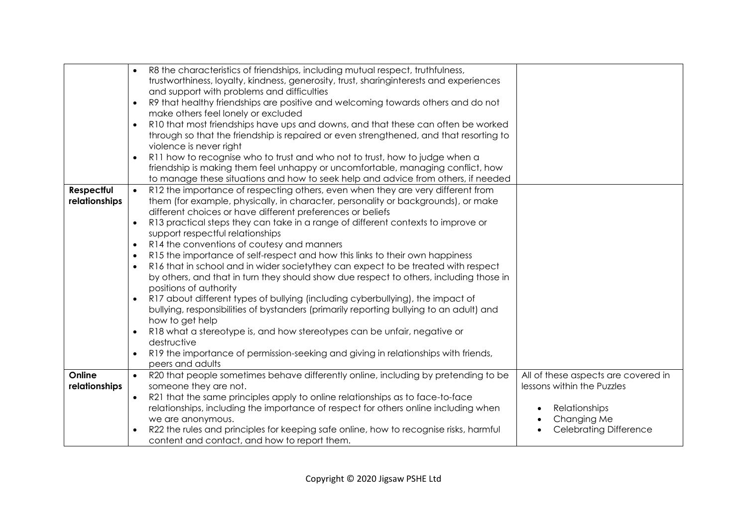| | | |
|---|---|---|
| | • R8 the characteristics of friendships, including mutual respect, truthfulness, trustworthiness, loyalty, kindness, generosity, trust, sharinginterests and experiences and support with problems and difficulties<br>• R9 that healthy friendships are positive and welcoming towards others and do not make others feel lonely or excluded<br>• R10 that most friendships have ups and downs, and that these can often be worked through so that the friendship is repaired or even strengthened, and that resorting to violence is never right<br>• R11 how to recognise who to trust and who not to trust, how to judge when a friendship is making them feel unhappy or uncomfortable, managing conflict, how to manage these situations and how to seek help and advice from others, if needed | |
| **Respectful relationships** | • R12 the importance of respecting others, even when they are very different from them (for example, physically, in character, personality or backgrounds), or make different choices or have different preferences or beliefs<br>• R13 practical steps they can take in a range of different contexts to improve or support respectful relationships<br>• R14 the conventions of coutesy and manners<br>• R15 the importance of self-respect and how this links to their own happiness<br>• R16 that in school and in wider societythey can expect to be treated with respect by others, and that in turn they should show due respect to others, including those in positions of authority<br>• R17 about different types of bullying (including cyberbullying), the impact of bullying, responsibilities of bystanders (primarily reporting bullying to an adult) and how to get help<br>• R18 what a stereotype is, and how stereotypes can be unfair, negative or destructive<br>• R19 the importance of permission-seeking and giving in relationships with friends, peers and adults | |
| **Online relationships** | • R20 that people sometimes behave differently online, including by pretending to be someone they are not.<br>• R21 that the same principles apply to online relationships as to face-to-face relationships, including the importance of respect for others online including when we are anonymous.<br>• R22 the rules and principles for keeping safe online, how to recognise risks, harmful content and contact, and how to report them. | All of these aspects are covered in lessons within the Puzzles<br><br>• Relationships<br>• Changing Me<br>• Celebrating Difference |

Copyright © 2020 Jigsaw PSHE Ltd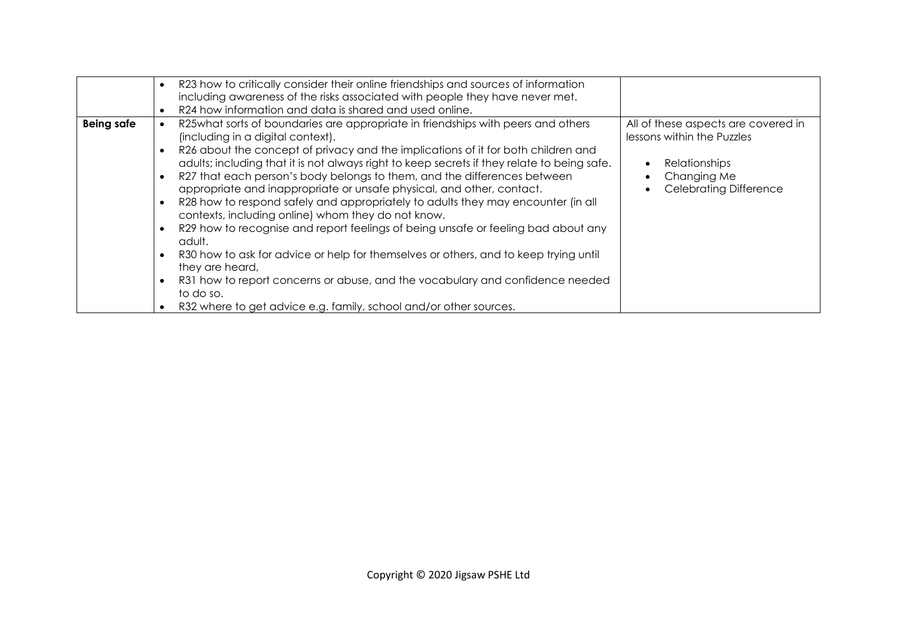| | | |
|---|---|---|
| | • R23 how to critically consider their online friendships and sources of information including awareness of the risks associated with people they have never met.<br>• R24 how information and data is shared and used online. | |
| **Being safe** | • R25what sorts of boundaries are appropriate in friendships with peers and others (including in a digital context).<br>• R26 about the concept of privacy and the implications of it for both children and adults; including that it is not always right to keep secrets if they relate to being safe.<br>• R27 that each person's body belongs to them, and the differences between appropriate and inappropriate or unsafe physical, and other, contact.<br>• R28 how to respond safely and appropriately to adults they may encounter (in all contexts, including online) whom they do not know.<br>• R29 how to recognise and report feelings of being unsafe or feeling bad about any adult.<br>• R30 how to ask for advice or help for themselves or others, and to keep trying until they are heard,<br>• R31 how to report concerns or abuse, and the vocabulary and confidence needed to do so.<br>• R32 where to get advice e.g. family, school and/or other sources. | All of these aspects are covered in lessons within the Puzzles<br><br>• Relationships<br>• Changing Me<br>• Celebrating Difference |

Copyright © 2020 Jigsaw PSHE Ltd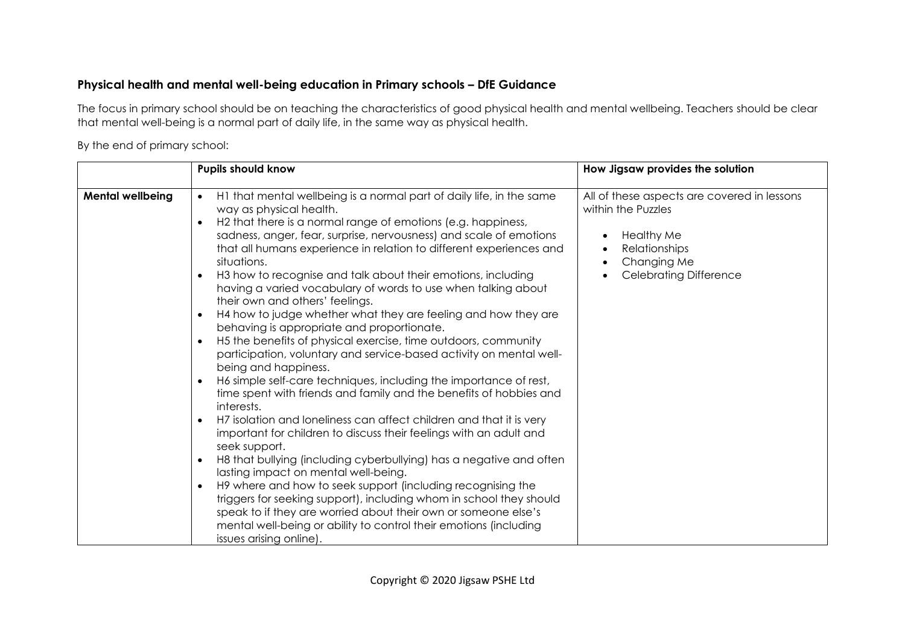**Physical health and mental well-being education in Primary schools – DfE Guidance**

The focus in primary school should be on teaching the characteristics of good physical health and mental wellbeing. Teachers should be clear that mental well-being is a normal part of daily life, in the same way as physical health.

By the end of primary school:

| | Pupils should know | How Jigsaw provides the solution |
|---|---|---|
| **Mental wellbeing** | • H1 that mental wellbeing is a normal part of daily life, in the same way as physical health.<br>• H2 that there is a normal range of emotions (e.g. happiness, sadness, anger, fear, surprise, nervousness) and scale of emotions that all humans experience in relation to different experiences and situations.<br>• H3 how to recognise and talk about their emotions, including having a varied vocabulary of words to use when talking about their own and others' feelings.<br>• H4 how to judge whether what they are feeling and how they are behaving is appropriate and proportionate.<br>• H5 the benefits of physical exercise, time outdoors, community participation, voluntary and service-based activity on mental well-being and happiness.<br>• H6 simple self-care techniques, including the importance of rest, time spent with friends and family and the benefits of hobbies and interests.<br>• H7 isolation and loneliness can affect children and that it is very important for children to discuss their feelings with an adult and seek support.<br>• H8 that bullying (including cyberbullying) has a negative and often lasting impact on mental well-being.<br>• H9 where and how to seek support (including recognising the triggers for seeking support), including whom in school they should speak to if they are worried about their own or someone else's mental well-being or ability to control their emotions (including issues arising online). | All of these aspects are covered in lessons within the Puzzles<br>• Healthy Me<br>• Relationships<br>• Changing Me<br>• Celebrating Difference |

Copyright © 2020 Jigsaw PSHE Ltd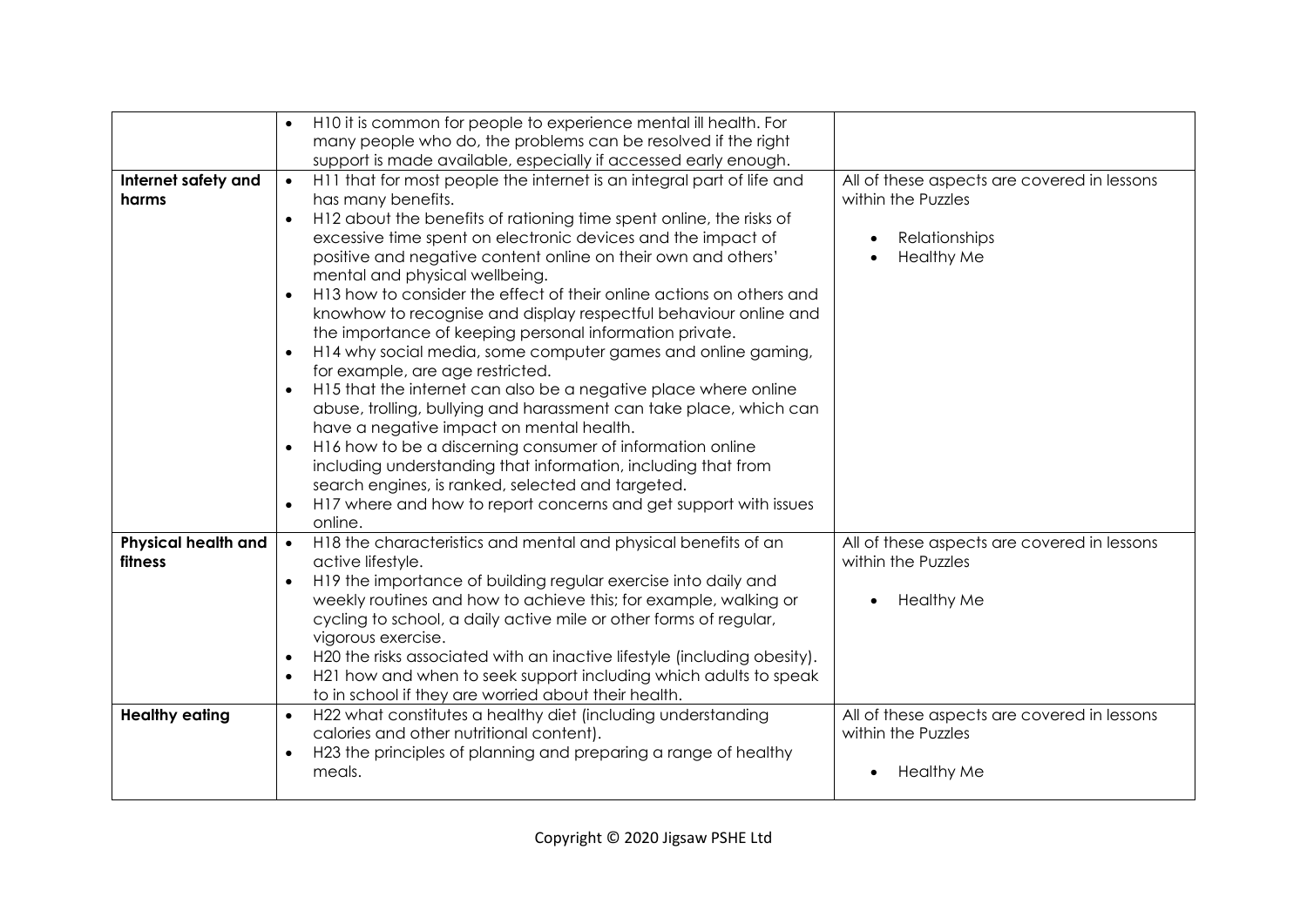| | | |
|---|---|---|
| | • H10 it is common for people to experience mental ill health. For many people who do, the problems can be resolved if the right support is made available, especially if accessed early enough. | |
| **Internet safety and harms** | • H11 that for most people the internet is an integral part of life and has many benefits.<br>• H12 about the benefits of rationing time spent online, the risks of excessive time spent on electronic devices and the impact of positive and negative content online on their own and others' mental and physical wellbeing.<br>• H13 how to consider the effect of their online actions on others and knowhow to recognise and display respectful behaviour online and the importance of keeping personal information private.<br>• H14 why social media, some computer games and online gaming, for example, are age restricted.<br>• H15 that the internet can also be a negative place where online abuse, trolling, bullying and harassment can take place, which can have a negative impact on mental health.<br>• H16 how to be a discerning consumer of information online including understanding that information, including that from search engines, is ranked, selected and targeted.<br>• H17 where and how to report concerns and get support with issues online. | All of these aspects are covered in lessons within the Puzzles<br>• Relationships<br>• Healthy Me |
| **Physical health and fitness** | • H18 the characteristics and mental and physical benefits of an active lifestyle.<br>• H19 the importance of building regular exercise into daily and weekly routines and how to achieve this; for example, walking or cycling to school, a daily active mile or other forms of regular, vigorous exercise.<br>• H20 the risks associated with an inactive lifestyle (including obesity).<br>• H21 how and when to seek support including which adults to speak to in school if they are worried about their health. | All of these aspects are covered in lessons within the Puzzles<br>• Healthy Me |
| **Healthy eating** | • H22 what constitutes a healthy diet (including understanding calories and other nutritional content).<br>• H23 the principles of planning and preparing a range of healthy meals. | All of these aspects are covered in lessons within the Puzzles<br>• Healthy Me |

Copyright © 2020 Jigsaw PSHE Ltd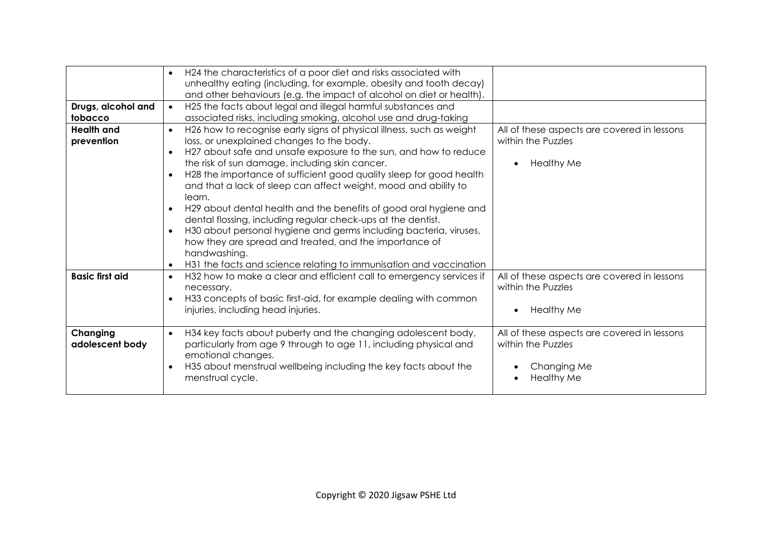| | | |
|---|---|---|
| | • H24 the characteristics of a poor diet and risks associated with unhealthy eating (including, for example, obesity and tooth decay) and other behaviours (e.g. the impact of alcohol on diet or health). | |
| **Drugs, alcohol and tobacco** | • H25 the facts about legal and illegal harmful substances and associated risks, including smoking, alcohol use and drug-taking | |
| **Health and prevention** | • H26 how to recognise early signs of physical illness, such as weight loss, or unexplained changes to the body.<br>• H27 about safe and unsafe exposure to the sun, and how to reduce the risk of sun damage, including skin cancer.<br>• H28 the importance of sufficient good quality sleep for good health and that a lack of sleep can affect weight, mood and ability to learn.<br>• H29 about dental health and the benefits of good oral hygiene and dental flossing, including regular check-ups at the dentist.<br>• H30 about personal hygiene and germs including bacteria, viruses, how they are spread and treated, and the importance of handwashing.<br>• H31 the facts and science relating to immunisation and vaccination | All of these aspects are covered in lessons within the Puzzles<br>• Healthy Me |
| **Basic first aid** | • H32 how to make a clear and efficient call to emergency services if necessary.<br>• H33 concepts of basic first-aid, for example dealing with common injuries, including head injuries. | All of these aspects are covered in lessons within the Puzzles<br>• Healthy Me |
| **Changing adolescent body** | • H34 key facts about puberty and the changing adolescent body, particularly from age 9 through to age 11, including physical and emotional changes.<br>• H35 about menstrual wellbeing including the key facts about the menstrual cycle. | All of these aspects are covered in lessons within the Puzzles<br>• Changing Me<br>• Healthy Me |

Copyright © 2020 Jigsaw PSHE Ltd